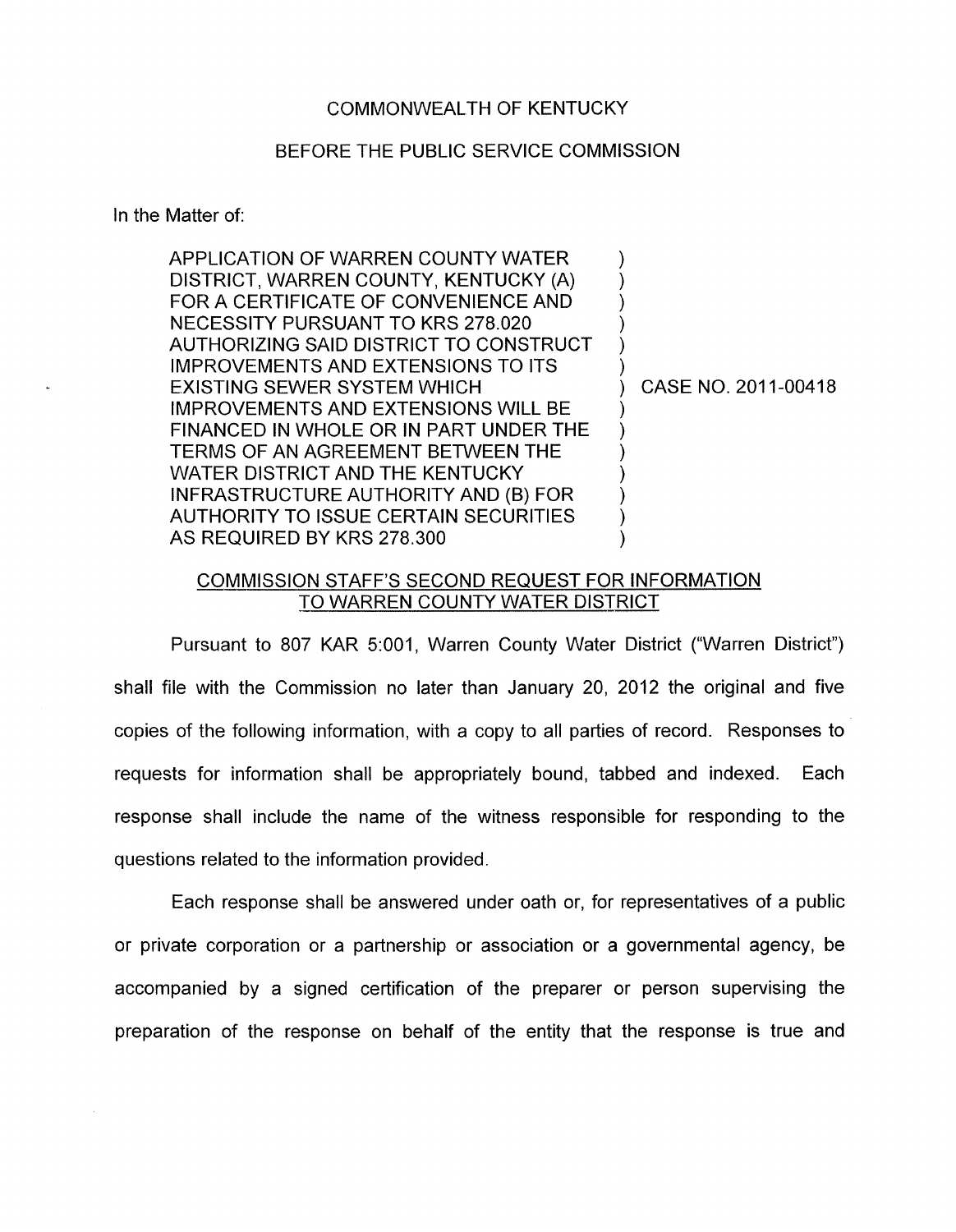COMMONWEALTH OF KENTUCKY

BEFORE THE PUBLIC SERVICE COMMISSION

In the Matter of:

| | | |
|---|---|---|
| APPLICATION OF WARREN COUNTY WATER DISTRICT, WARREN COUNTY, KENTUCKY (A) FOR A CERTIFICATE OF CONVENIENCE AND NECESSITY PURSUANT TO KRS 278.020 AUTHORIZING SAID DISTRICT TO CONSTRUCT IMPROVEMENTS AND EXTENSIONS TO ITS EXISTING SEWER SYSTEM WHICH IMPROVEMENTS AND EXTENSIONS WILL BE FINANCED IN WHOLE OR IN PART UNDER THE TERMS OF AN AGREEMENT BETWEEN THE WATER DISTRICT AND THE KENTUCKY INFRASTRUCTURE AUTHORITY AND (B) FOR AUTHORITY TO ISSUE CERTAIN SECURITIES AS REQUIRED BY KRS 278.300 | ) | CASE NO. 2011-00418 |

COMMISSION STAFF'S SECOND REQUEST FOR INFORMATION TO WARREN COUNTY WATER DISTRICT

Pursuant to 807 KAR 5:001, Warren County Water District ("Warren District") shall file with the Commission no later than January 20, 2012 the original and five copies of the following information, with a copy to all parties of record. Responses to requests for information shall be appropriately bound, tabbed and indexed. Each response shall include the name of the witness responsible for responding to the questions related to the information provided.

Each response shall be answered under oath or, for representatives of a public or private corporation or a partnership or association or a governmental agency, be accompanied by a signed certification of the preparer or person supervising the preparation of the response on behalf of the entity that the response is true and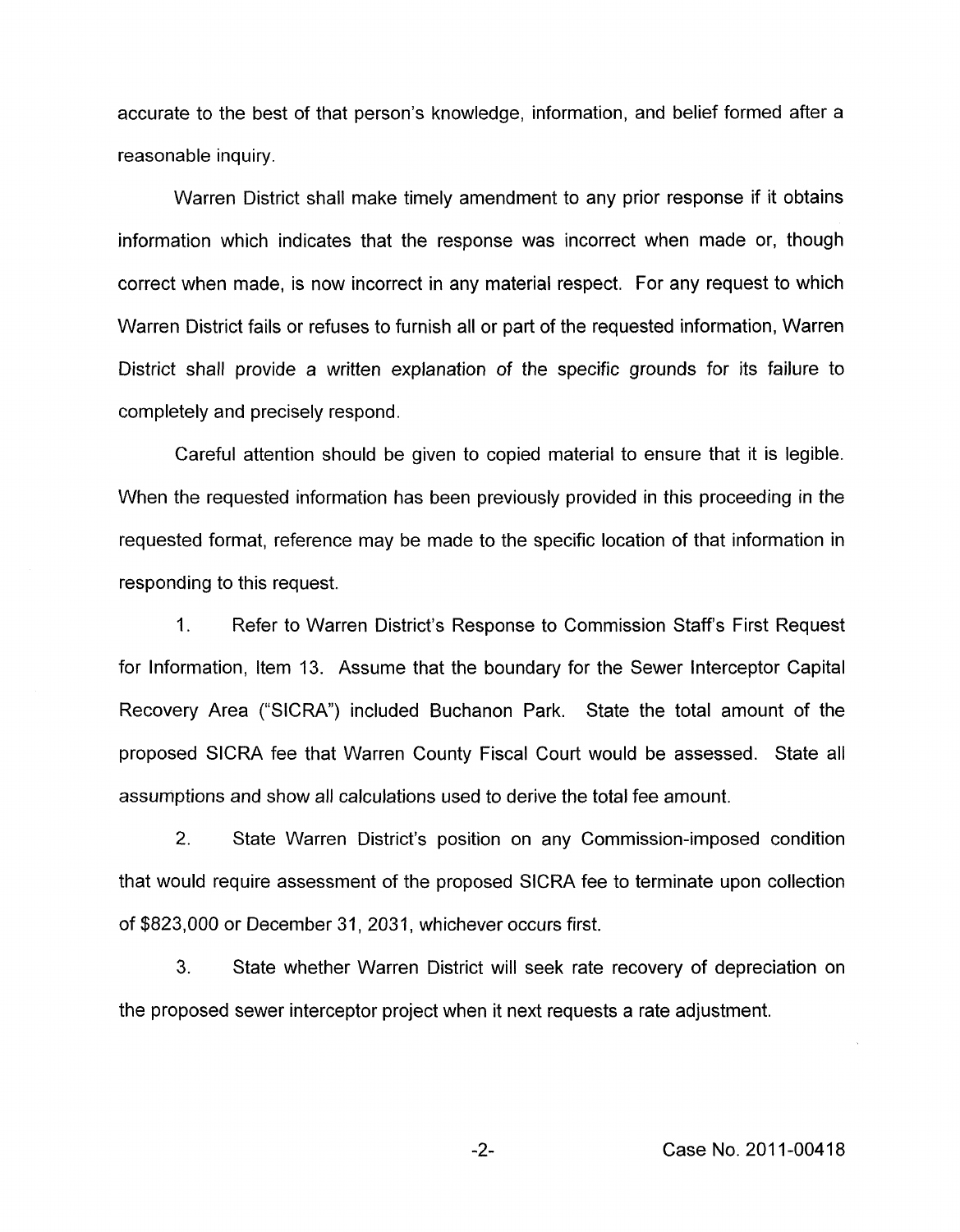accurate to the best of that person's knowledge, information, and belief formed after a reasonable inquiry.

Warren District shall make timely amendment to any prior response if it obtains information which indicates that the response was incorrect when made or, though correct when made, is now incorrect in any material respect. For any request to which Warren District fails or refuses to furnish all or part of the requested information, Warren District shall provide a written explanation of the specific grounds for its failure to completely and precisely respond.

Careful attention should be given to copied material to ensure that it is legible. When the requested information has been previously provided in this proceeding in the requested format, reference may be made to the specific location of that information in responding to this request.

1. Refer to Warren District's Response to Commission Staff's First Request for Information, Item 13. Assume that the boundary for the Sewer Interceptor Capital Recovery Area ("SICRA") included Buchanon Park. State the total amount of the proposed SICRA fee that Warren County Fiscal Court would be assessed. State all assumptions and show all calculations used to derive the total fee amount.

2. State Warren District's position on any Commission-imposed condition that would require assessment of the proposed SICRA fee to terminate upon collection of $823,000 or December 31, 2031, whichever occurs first.

3. State whether Warren District will seek rate recovery of depreciation on the proposed sewer interceptor project when it next requests a rate adjustment.

Case No. 2011-00418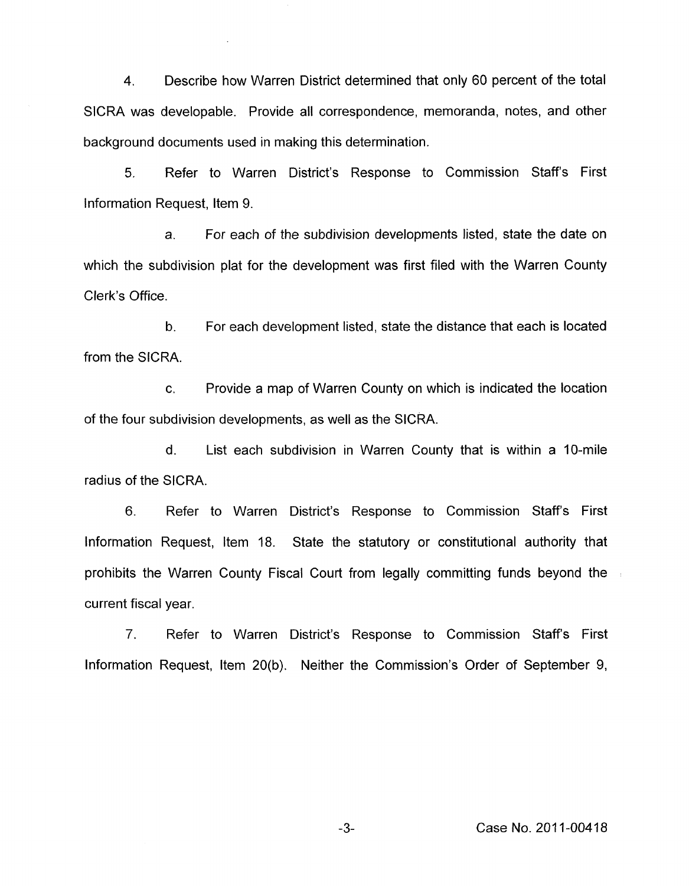4. Describe how Warren District determined that only 60 percent of the total SICRA was developable. Provide all correspondence, memoranda, notes, and other background documents used in making this determination.

5. Refer to Warren District's Response to Commission Staff's First Information Request, Item 9.

   a. For each of the subdivision developments listed, state the date on which the subdivision plat for the development was first filed with the Warren County Clerk's Office.

   b. For each development listed, state the distance that each is located from the SICRA.

   c. Provide a map of Warren County on which is indicated the location of the four subdivision developments, as well as the SICRA.

   d. List each subdivision in Warren County that is within a 10-mile radius of the SICRA.

6. Refer to Warren District's Response to Commission Staff's First Information Request, Item 18. State the statutory or constitutional authority that prohibits the Warren County Fiscal Court from legally committing funds beyond the current fiscal year.

7. Refer to Warren District's Response to Commission Staff's First Information Request, Item 20(b). Neither the Commission's Order of September 9,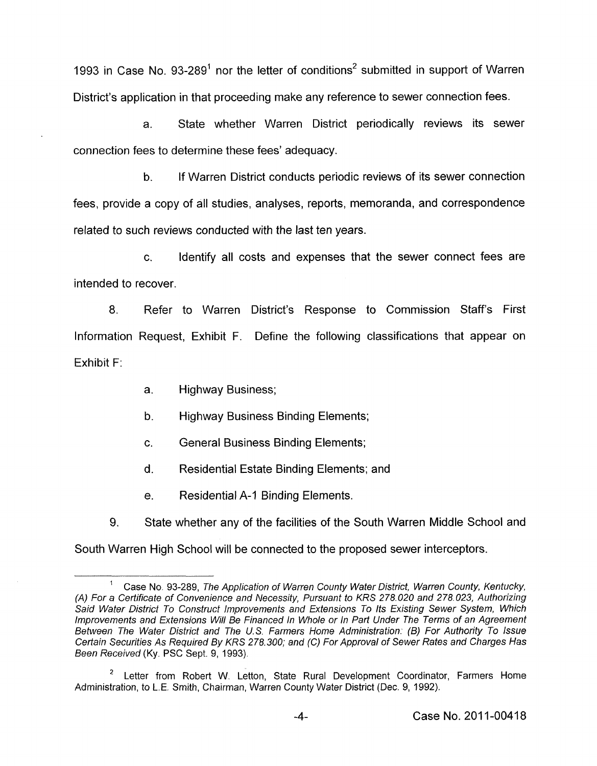1993 in Case No. 93-289[1] nor the letter of conditions[2] submitted in support of Warren District's application in that proceeding make any reference to sewer connection fees.

a. State whether Warren District periodically reviews its sewer connection fees to determine these fees' adequacy.

b. If Warren District conducts periodic reviews of its sewer connection fees, provide a copy of all studies, analyses, reports, memoranda, and correspondence related to such reviews conducted with the last ten years.

c. Identify all costs and expenses that the sewer connect fees are intended to recover.

8. Refer to Warren District's Response to Commission Staff's First Information Request, Exhibit F. Define the following classifications that appear on Exhibit F:

a. Highway Business;

b. Highway Business Binding Elements;

c. General Business Binding Elements;

d. Residential Estate Binding Elements; and

e. Residential A-1 Binding Elements.

9. State whether any of the facilities of the South Warren Middle School and South Warren High School will be connected to the proposed sewer interceptors.

---

[1] Case No. 93-289, *The Application of Warren County Water District, Warren County, Kentucky, (A) For a Certificate of Convenience and Necessity, Pursuant to KRS 278.020 and 278.023, Authorizing Said Water District To Construct Improvements and Extensions To Its Existing Sewer System, Which Improvements and Extensions Will Be Financed In Whole or In Part Under The Terms of an Agreement Between The Water District and The U.S. Farmers Home Administration: (B) For Authority To Issue Certain Securities As Required By KRS 278.300; and (C) For Approval of Sewer Rates and Charges Has Been Received* (Ky. PSC Sept. 9, 1993).

[2] Letter from Robert W. Letton, State Rural Development Coordinator, Farmers Home Administration, to L.E. Smith, Chairman, Warren County Water District (Dec. 9, 1992).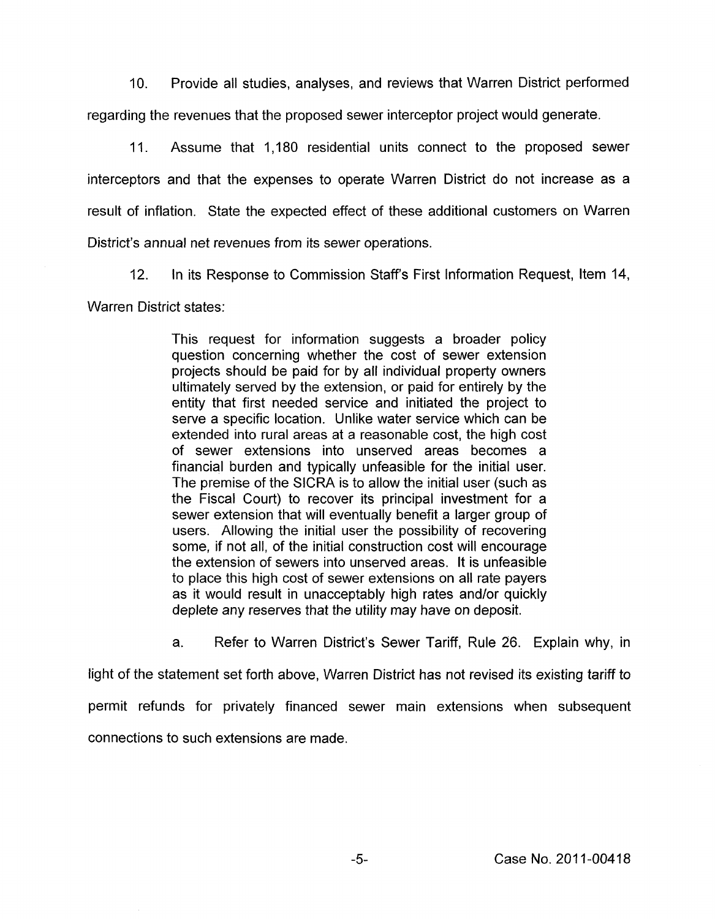10. Provide all studies, analyses, and reviews that Warren District performed regarding the revenues that the proposed sewer interceptor project would generate.

11. Assume that 1,180 residential units connect to the proposed sewer interceptors and that the expenses to operate Warren District do not increase as a result of inflation. State the expected effect of these additional customers on Warren District's annual net revenues from its sewer operations.

12. In its Response to Commission Staff's First Information Request, Item 14, Warren District states:

> This request for information suggests a broader policy question concerning whether the cost of sewer extension projects should be paid for by all individual property owners ultimately served by the extension, or paid for entirely by the entity that first needed service and initiated the project to serve a specific location. Unlike water service which can be extended into rural areas at a reasonable cost, the high cost of sewer extensions into unserved areas becomes a financial burden and typically unfeasible for the initial user. The premise of the SICRA is to allow the initial user (such as the Fiscal Court) to recover its principal investment for a sewer extension that will eventually benefit a larger group of users. Allowing the initial user the possibility of recovering some, if not all, of the initial construction cost will encourage the extension of sewers into unserved areas. It is unfeasible to place this high cost of sewer extensions on all rate payers as it would result in unacceptably high rates and/or quickly deplete any reserves that the utility may have on deposit.

a. Refer to Warren District's Sewer Tariff, Rule 26. Explain why, in light of the statement set forth above, Warren District has not revised its existing tariff to permit refunds for privately financed sewer main extensions when subsequent connections to such extensions are made.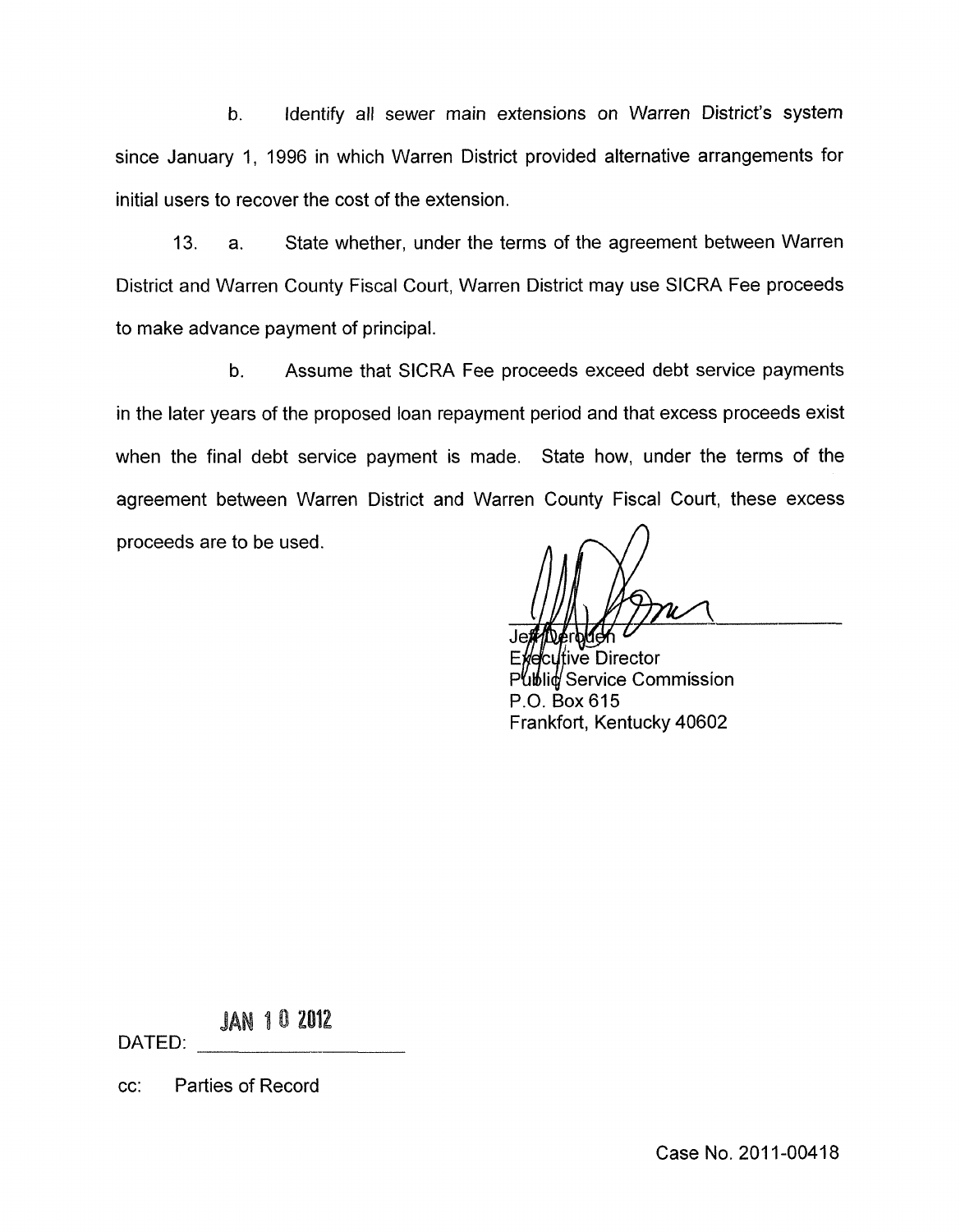b. Identify all sewer main extensions on Warren District's system since January 1, 1996 in which Warren District provided alternative arrangements for initial users to recover the cost of the extension.

13. a. State whether, under the terms of the agreement between Warren District and Warren County Fiscal Court, Warren District may use SICRA Fee proceeds to make advance payment of principal.

b. Assume that SICRA Fee proceeds exceed debt service payments in the later years of the proposed loan repayment period and that excess proceeds exist when the final debt service payment is made. State how, under the terms of the agreement between Warren District and Warren County Fiscal Court, these excess proceeds are to be used.

Jeff Derouen
Executive Director
Public Service Commission
P.O. Box 615
Frankfort, Kentucky 40602

DATED: JAN 10 2012

cc: Parties of Record

Case No. 2011-00418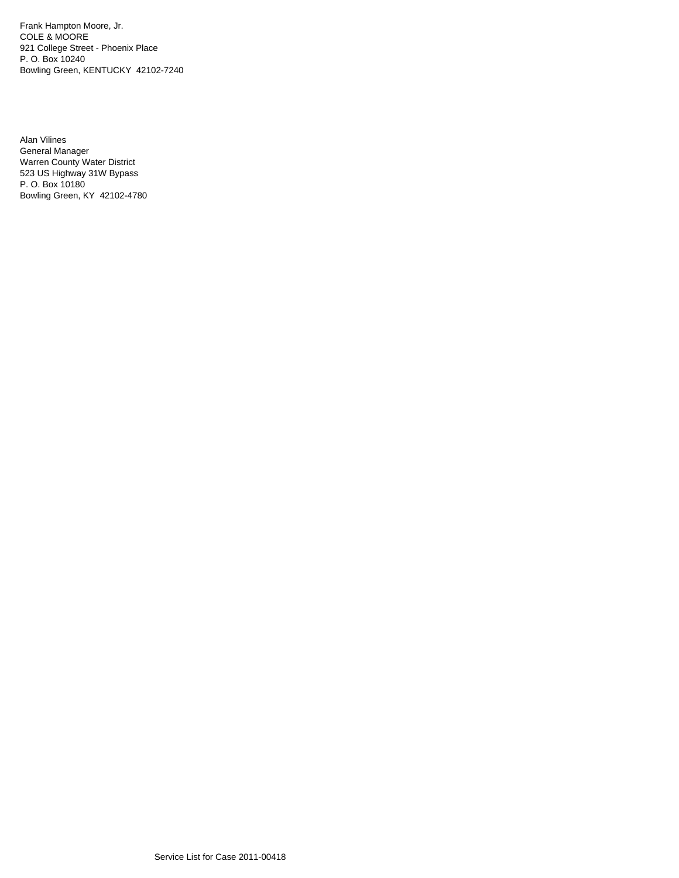Frank Hampton Moore, Jr.
COLE & MOORE
921 College Street - Phoenix Place
P. O. Box 10240
Bowling Green, KENTUCKY 42102-7240

Alan Vilines
General Manager
Warren County Water District
523 US Highway 31W Bypass
P. O. Box 10180
Bowling Green, KY 42102-4780